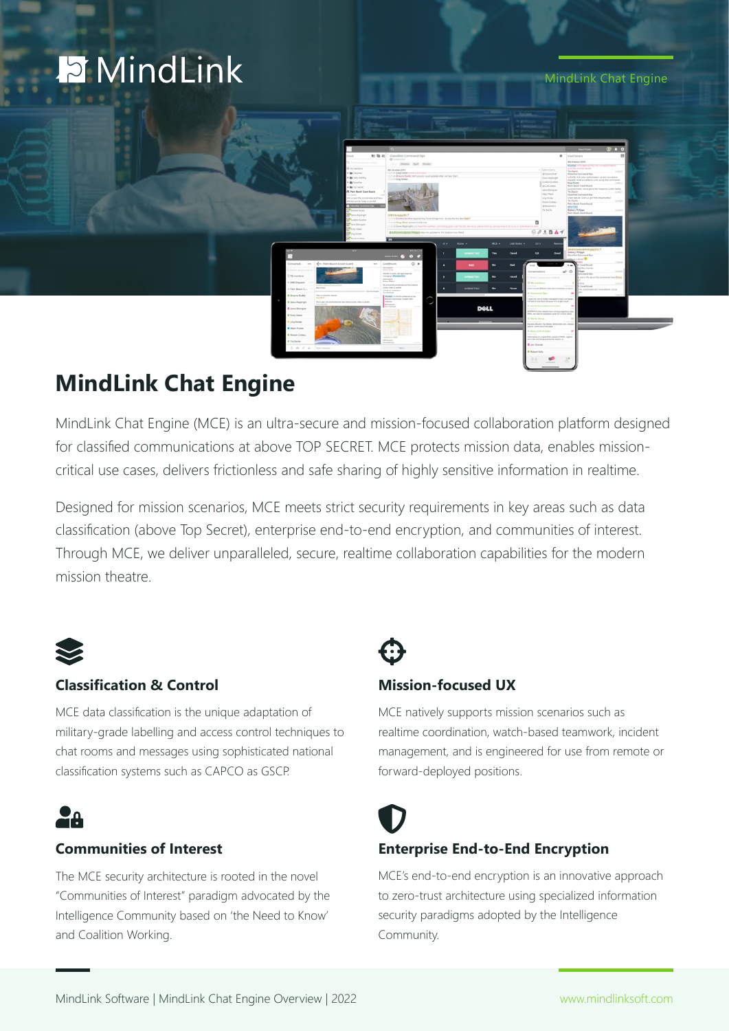MindLink

MindLink Chat Engine

# MindLink Chat Engine

MindLink Chat Engine (MCE) is an ultra-secure and mission-focused collaboration platform designed for classified communications at above TOP SECRET. MCE protects mission data, enables mission-critical use cases, delivers frictionless and safe sharing of highly sensitive information in realtime.

Designed for mission scenarios, MCE meets strict security requirements in key areas such as data classification (above Top Secret), enterprise end-to-end encryption, and communities of interest. Through MCE, we deliver unparalleled, secure, realtime collaboration capabilities for the modern mission theatre.

### Classification & Control

MCE data classification is the unique adaptation of military-grade labelling and access control techniques to chat rooms and messages using sophisticated national classification systems such as CAPCO as GSCP.

### Mission-focused UX

MCE natively supports mission scenarios such as realtime coordination, watch-based teamwork, incident management, and is engineered for use from remote or forward-deployed positions.

### Communities of Interest

The MCE security architecture is rooted in the novel "Communities of Interest" paradigm advocated by the Intelligence Community based on 'the Need to Know' and Coalition Working.

### Enterprise End-to-End Encryption

MCE's end-to-end encryption is an innovative approach to zero-trust architecture using specialized information security paradigms adopted by the Intelligence Community.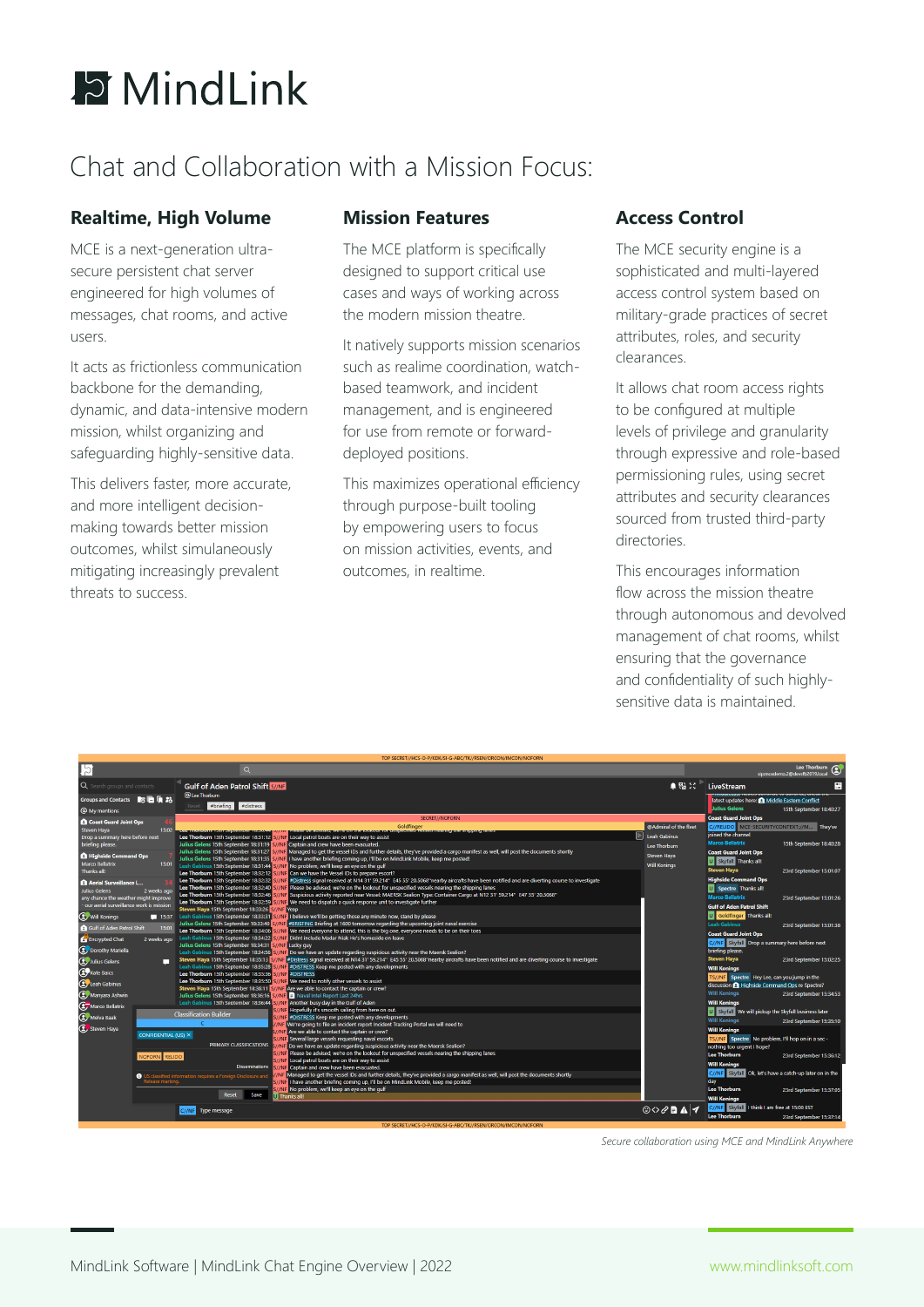# MindLink

## Chat and Collaboration with a Mission Focus:

### Realtime, High Volume

MCE is a next-generation ultra-secure persistent chat server engineered for high volumes of messages, chat rooms, and active users.

It acts as frictionless communication backbone for the demanding, dynamic, and data-intensive modern mission, whilst organizing and safeguarding highly-sensitive data.

This delivers faster, more accurate, and more intelligent decision-making towards better mission outcomes, whilst simulaneously mitigating increasingly prevalent threats to success.

### Mission Features

The MCE platform is specifically designed to support critical use cases and ways of working across the modern mission theatre.

It natively supports mission scenarios such as realime coordination, watch-based teamwork, and incident management, and is engineered for use from remote or forward-deployed positions.

This maximizes operational efficiency through purpose-built tooling by empowering users to focus on mission activities, events, and outcomes, in realtime.

### Access Control

The MCE security engine is a sophisticated and multi-layered access control system based on military-grade practices of secret attributes, roles, and security clearances.

It allows chat room access rights to be configured at multiple levels of privilege and granularity through expressive and role-based permissioning rules, using secret attributes and security clearances sourced from trusted third-party directories.

This encourages information flow across the mission theatre through autonomous and devolved management of chat rooms, whilst ensuring that the governance and confidentiality of such highly-sensitive data is maintained.

*Secure collaboration using MCE and MindLink Anywhere*

MindLink Software | MindLink Chat Engine Overview | 2022

www.mindlinksoft.com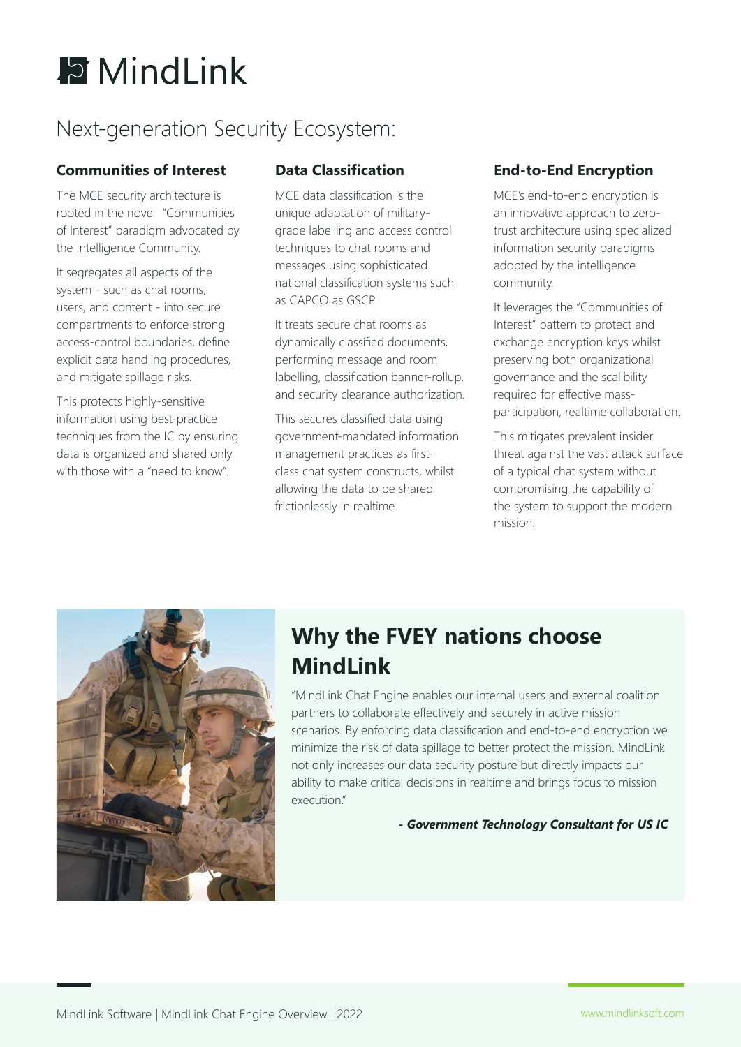# MindLink

## Next-generation Security Ecosystem:

### Communities of Interest

The MCE security architecture is rooted in the novel "Communities of Interest" paradigm advocated by the Intelligence Community.

It segregates all aspects of the system - such as chat rooms, users, and content - into secure compartments to enforce strong access-control boundaries, define explicit data handling procedures, and mitigate spillage risks.

This protects highly-sensitive information using best-practice techniques from the IC by ensuring data is organized and shared only with those with a "need to know".

### Data Classification

MCE data classification is the unique adaptation of military-grade labelling and access control techniques to chat rooms and messages using sophisticated national classification systems such as CAPCO as GSCP.

It treats secure chat rooms as dynamically classified documents, performing message and room labelling, classification banner-rollup, and security clearance authorization.

This secures classified data using government-mandated information management practices as first-class chat system constructs, whilst allowing the data to be shared frictionlessly in realtime.

### End-to-End Encryption

MCE's end-to-end encryption is an innovative approach to zero-trust architecture using specialized information security paradigms adopted by the intelligence community.

It leverages the "Communities of Interest" pattern to protect and exchange encryption keys whilst preserving both organizational governance and the scalibility required for effective mass-participation, realtime collaboration.

This mitigates prevalent insider threat against the vast attack surface of a typical chat system without compromising the capability of the system to support the modern mission.

## Why the FVEY nations choose MindLink

"MindLink Chat Engine enables our internal users and external coalition partners to collaborate effectively and securely in active mission scenarios. By enforcing data classification and end-to-end encryption we minimize the risk of data spillage to better protect the mission. MindLink not only increases our data security posture but directly impacts our ability to make critical decisions in realtime and brings focus to mission execution."

***- Government Technology Consultant for US IC***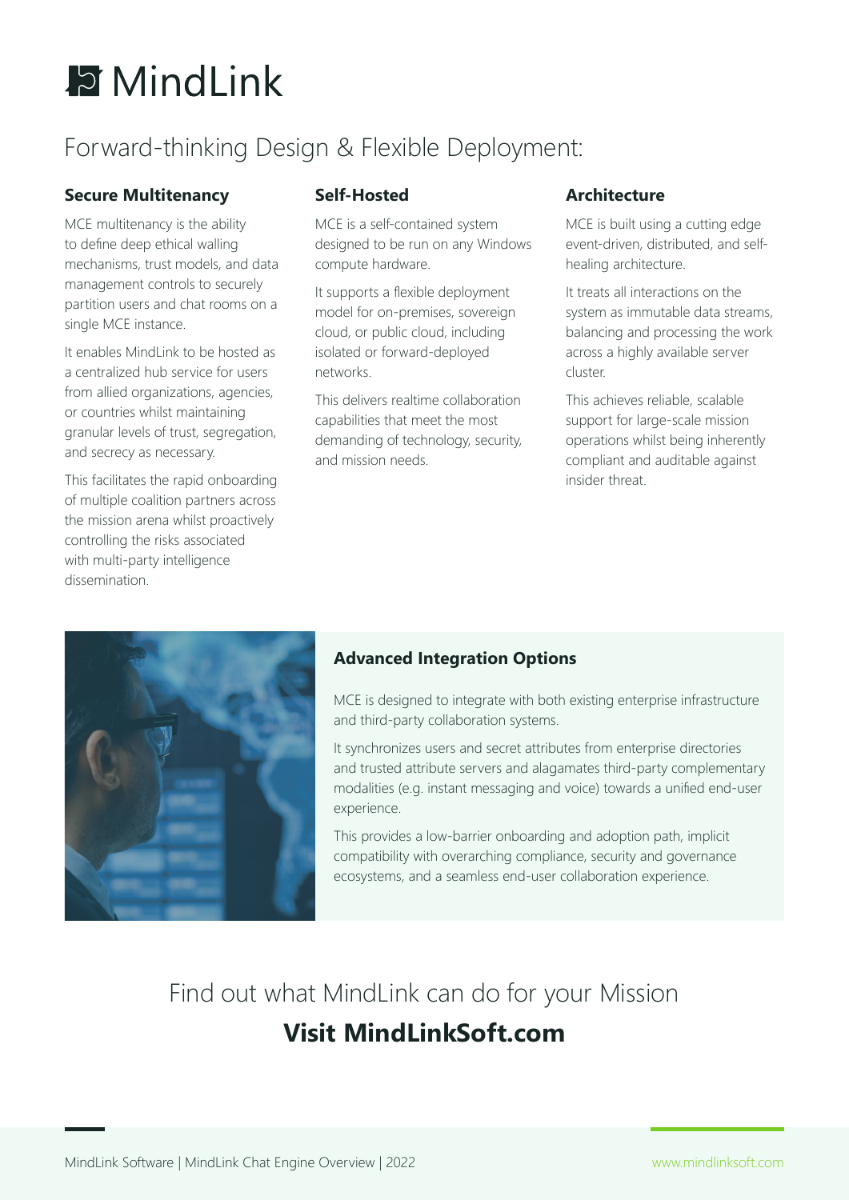# MindLink

## Forward-thinking Design & Flexible Deployment:

### Secure Multitenancy

MCE multitenancy is the ability to define deep ethical walling mechanisms, trust models, and data management controls to securely partition users and chat rooms on a single MCE instance.

It enables MindLink to be hosted as a centralized hub service for users from allied organizations, agencies, or countries whilst maintaining granular levels of trust, segregation, and secrecy as necessary.

This facilitates the rapid onboarding of multiple coalition partners across the mission arena whilst proactively controlling the risks associated with multi-party intelligence dissemination.

### Self-Hosted

MCE is a self-contained system designed to be run on any Windows compute hardware.

It supports a flexible deployment model for on-premises, sovereign cloud, or public cloud, including isolated or forward-deployed networks.

This delivers realtime collaboration capabilities that meet the most demanding of technology, security, and mission needs.

### Architecture

MCE is built using a cutting edge event-driven, distributed, and self-healing architecture.

It treats all interactions on the system as immutable data streams, balancing and processing the work across a highly available server cluster.

This achieves reliable, scalable support for large-scale mission operations whilst being inherently compliant and auditable against insider threat.

### Advanced Integration Options

MCE is designed to integrate with both existing enterprise infrastructure and third-party collaboration systems.

It synchronizes users and secret attributes from enterprise directories and trusted attribute servers and alagamates third-party complementary modalities (e.g. instant messaging and voice) towards a unified end-user experience.

This provides a low-barrier onboarding and adoption path, implicit compatibility with overarching compliance, security and governance ecosystems, and a seamless end-user collaboration experience.

Find out what MindLink can do for your Mission

**Visit MindLinkSoft.com**